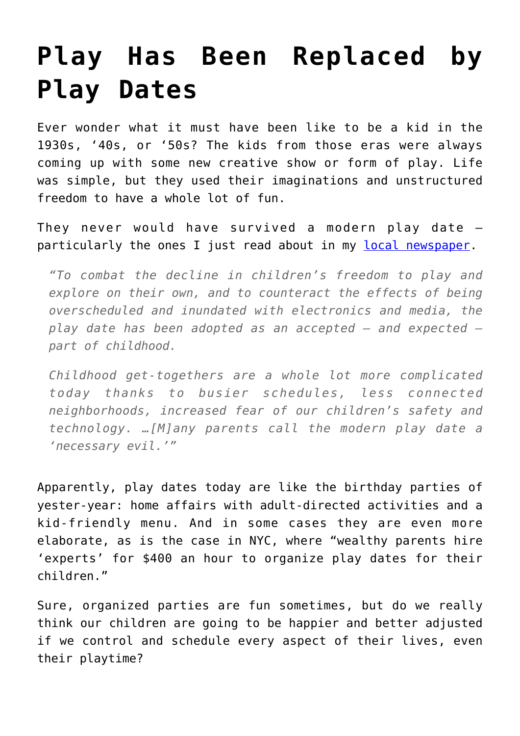# Play Has Been Replaced by Play Dates

Ever wonder what it must have been like to be a kid in the 1930s, '40s, or '50s? The kids from those eras were always coming up with some new creative show or form of play. Life was simple, but they used their imaginations and unstructured freedom to have a whole lot of fun.

They never would have survived a modern play date – particularly the ones I just read about in my [local newspaper](local newspaper).

> *"To combat the decline in children's freedom to play and explore on their own, and to counteract the effects of being overscheduled and inundated with electronics and media, the play date has been adopted as an accepted – and expected – part of childhood.*
>
> *Childhood get-togethers are a whole lot more complicated today thanks to busier schedules, less connected neighborhoods, increased fear of our children's safety and technology. …[M]any parents call the modern play date a 'necessary evil.'"*

Apparently, play dates today are like the birthday parties of yester-year: home affairs with adult-directed activities and a kid-friendly menu. And in some cases they are even more elaborate, as is the case in NYC, where "wealthy parents hire 'experts' for $400 an hour to organize play dates for their children."

Sure, organized parties are fun sometimes, but do we really think our children are going to be happier and better adjusted if we control and schedule every aspect of their lives, even their playtime?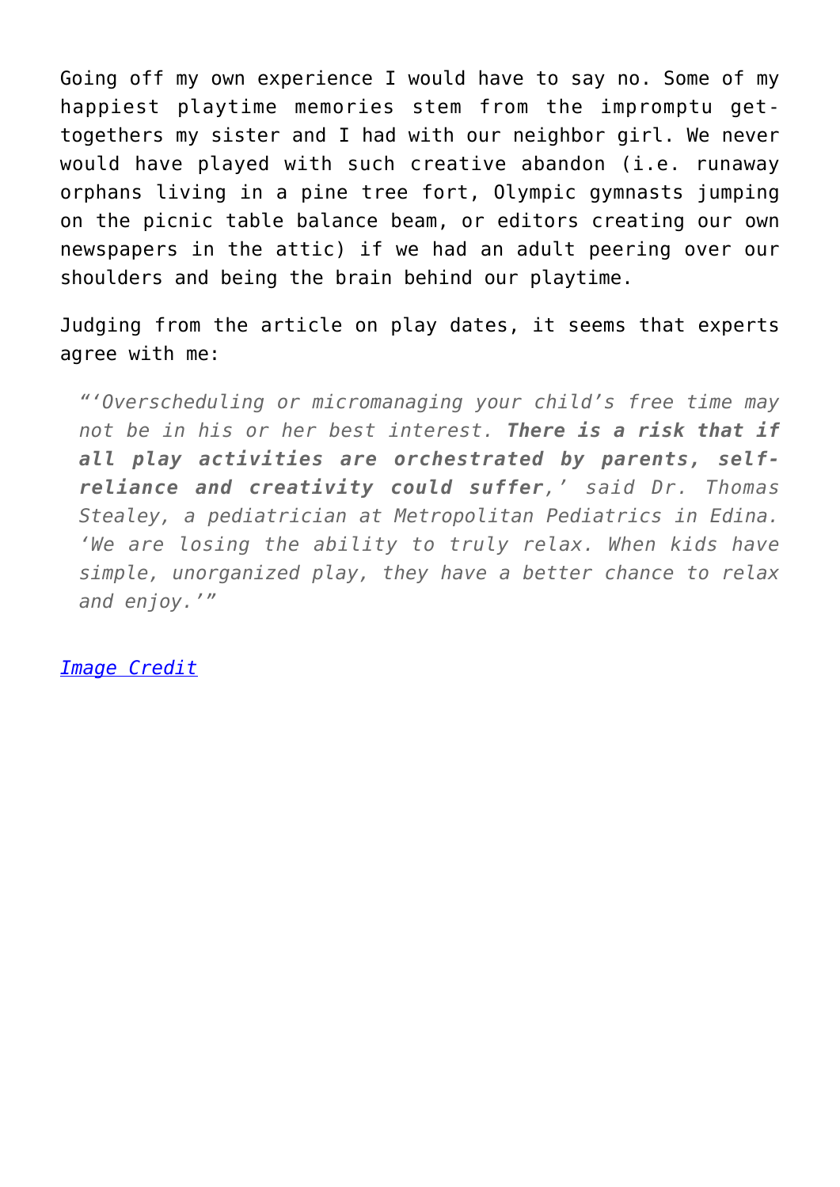Going off my own experience I would have to say no. Some of my happiest playtime memories stem from the impromptu get-togethers my sister and I had with our neighbor girl. We never would have played with such creative abandon (i.e. runaway orphans living in a pine tree fort, Olympic gymnasts jumping on the picnic table balance beam, or editors creating our own newspapers in the attic) if we had an adult peering over our shoulders and being the brain behind our playtime.

Judging from the article on play dates, it seems that experts agree with me:

> *"'Overscheduling or micromanaging your child's free time may not be in his or her best interest.* ***There is a risk that if all play activities are orchestrated by parents, self-reliance and creativity could suffer****,' said Dr. Thomas Stealey, a pediatrician at Metropolitan Pediatrics in Edina. 'We are losing the ability to truly relax. When kids have simple, unorganized play, they have a better chance to relax and enjoy.'"*

*Image Credit*